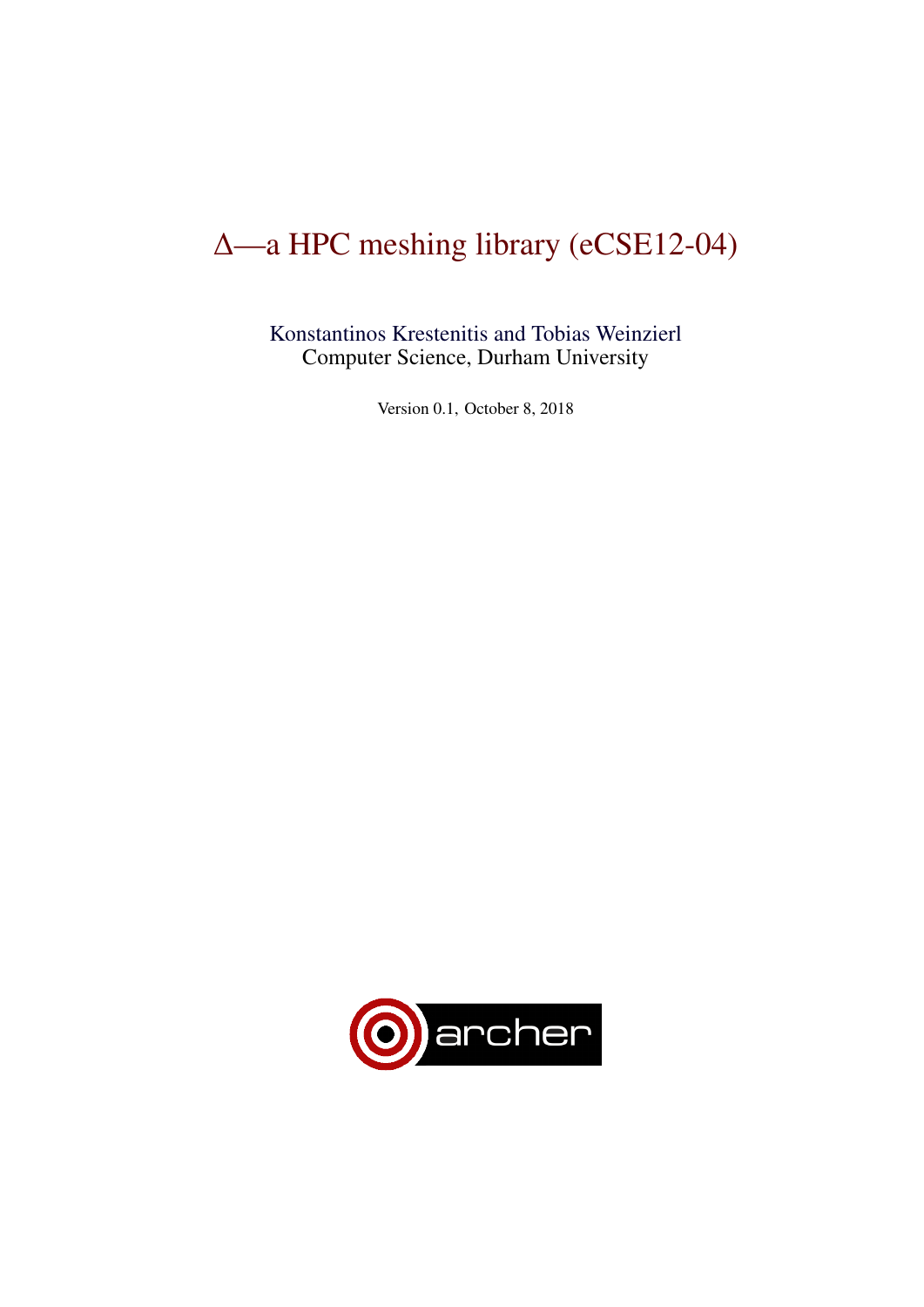# $\Delta$—a HPC meshing library (eCSE12-04)

Konstantinos Krestenitis and Tobias Weinzierl
Computer Science, Durham University

Version 0.1, October 8, 2018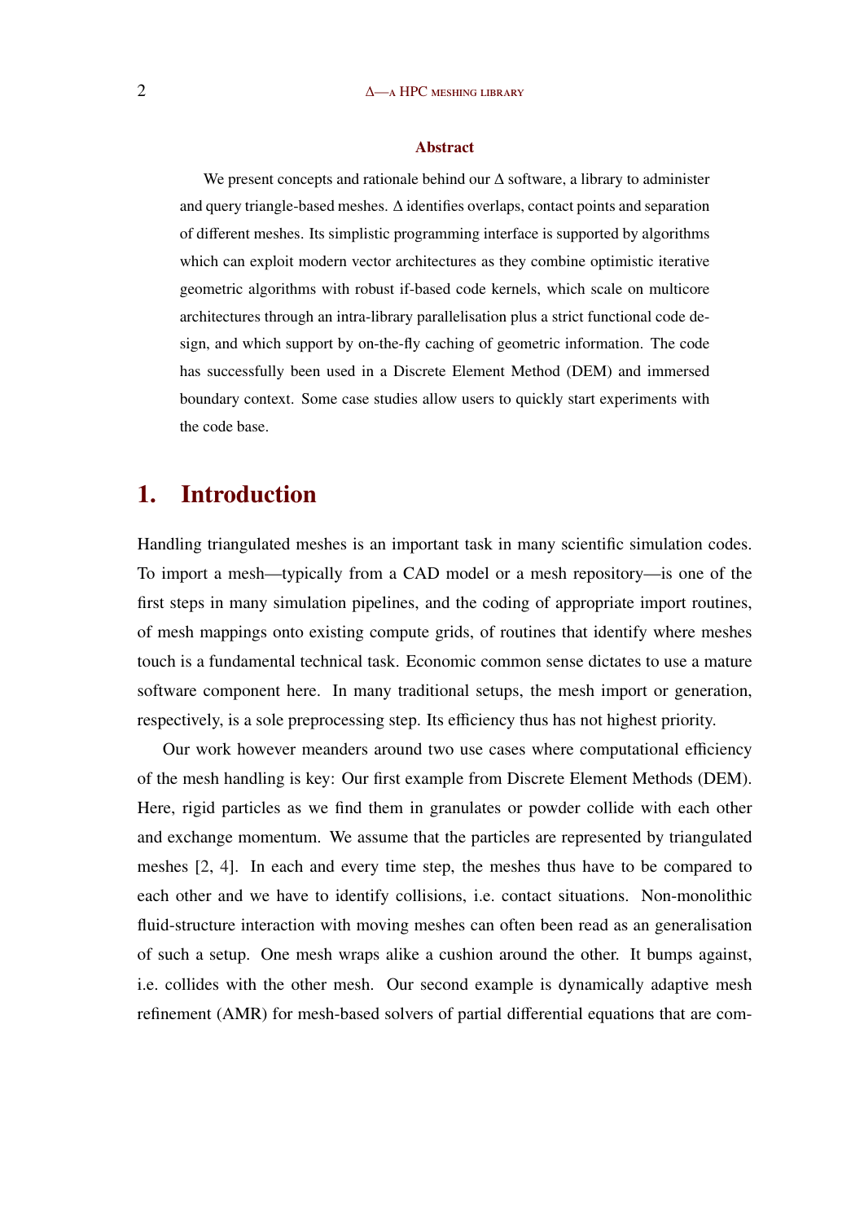### Abstract

We present concepts and rationale behind our Δ software, a library to administer and query triangle-based meshes. Δ identifies overlaps, contact points and separation of different meshes. Its simplistic programming interface is supported by algorithms which can exploit modern vector architectures as they combine optimistic iterative geometric algorithms with robust if-based code kernels, which scale on multicore architectures through an intra-library parallelisation plus a strict functional code design, and which support by on-the-fly caching of geometric information. The code has successfully been used in a Discrete Element Method (DEM) and immersed boundary context. Some case studies allow users to quickly start experiments with the code base.

## 1. Introduction

Handling triangulated meshes is an important task in many scientific simulation codes. To import a mesh—typically from a CAD model or a mesh repository—is one of the first steps in many simulation pipelines, and the coding of appropriate import routines, of mesh mappings onto existing compute grids, of routines that identify where meshes touch is a fundamental technical task. Economic common sense dictates to use a mature software component here. In many traditional setups, the mesh import or generation, respectively, is a sole preprocessing step. Its efficiency thus has not highest priority.

Our work however meanders around two use cases where computational efficiency of the mesh handling is key: Our first example from Discrete Element Methods (DEM). Here, rigid particles as we find them in granulates or powder collide with each other and exchange momentum. We assume that the particles are represented by triangulated meshes [2, 4]. In each and every time step, the meshes thus have to be compared to each other and we have to identify collisions, i.e. contact situations. Non-monolithic fluid-structure interaction with moving meshes can often been read as an generalisation of such a setup. One mesh wraps alike a cushion around the other. It bumps against, i.e. collides with the other mesh. Our second example is dynamically adaptive mesh refinement (AMR) for mesh-based solvers of partial differential equations that are com-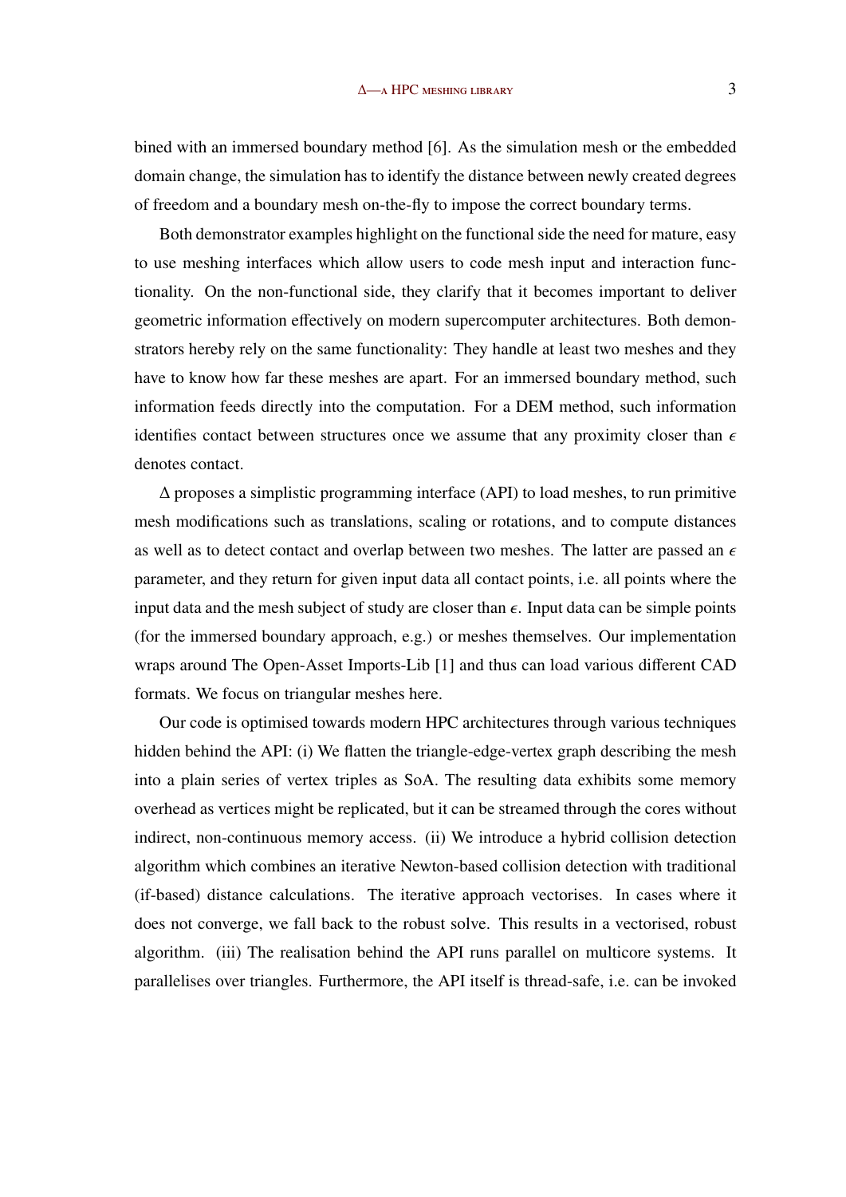bined with an immersed boundary method [6]. As the simulation mesh or the embedded domain change, the simulation has to identify the distance between newly created degrees of freedom and a boundary mesh on-the-fly to impose the correct boundary terms.

Both demonstrator examples highlight on the functional side the need for mature, easy to use meshing interfaces which allow users to code mesh input and interaction functionality. On the non-functional side, they clarify that it becomes important to deliver geometric information effectively on modern supercomputer architectures. Both demonstrators hereby rely on the same functionality: They handle at least two meshes and they have to know how far these meshes are apart. For an immersed boundary method, such information feeds directly into the computation. For a DEM method, such information identifies contact between structures once we assume that any proximity closer than $\epsilon$ denotes contact.

$\Delta$ proposes a simplistic programming interface (API) to load meshes, to run primitive mesh modifications such as translations, scaling or rotations, and to compute distances as well as to detect contact and overlap between two meshes. The latter are passed an $\epsilon$ parameter, and they return for given input data all contact points, i.e. all points where the input data and the mesh subject of study are closer than $\epsilon$. Input data can be simple points (for the immersed boundary approach, e.g.) or meshes themselves. Our implementation wraps around The Open-Asset Imports-Lib [1] and thus can load various different CAD formats. We focus on triangular meshes here.

Our code is optimised towards modern HPC architectures through various techniques hidden behind the API: (i) We flatten the triangle-edge-vertex graph describing the mesh into a plain series of vertex triples as SoA. The resulting data exhibits some memory overhead as vertices might be replicated, but it can be streamed through the cores without indirect, non-continuous memory access. (ii) We introduce a hybrid collision detection algorithm which combines an iterative Newton-based collision detection with traditional (if-based) distance calculations. The iterative approach vectorises. In cases where it does not converge, we fall back to the robust solve. This results in a vectorised, robust algorithm. (iii) The realisation behind the API runs parallel on multicore systems. It parallelises over triangles. Furthermore, the API itself is thread-safe, i.e. can be invoked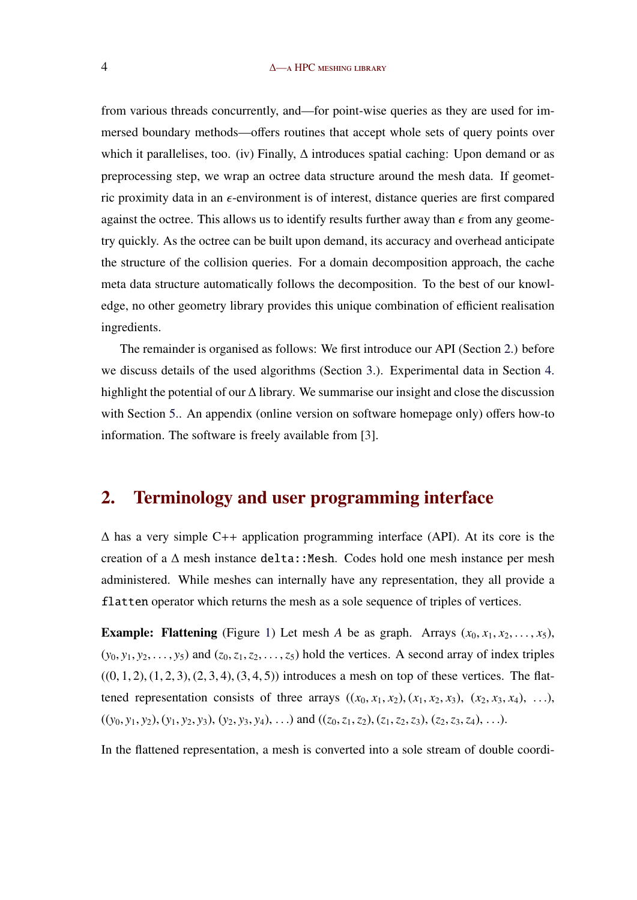from various threads concurrently, and—for point-wise queries as they are used for immersed boundary methods—offers routines that accept whole sets of query points over which it parallelises, too. (iv) Finally, Δ introduces spatial caching: Upon demand or as preprocessing step, we wrap an octree data structure around the mesh data. If geometric proximity data in an $\epsilon$-environment is of interest, distance queries are first compared against the octree. This allows us to identify results further away than $\epsilon$ from any geometry quickly. As the octree can be built upon demand, its accuracy and overhead anticipate the structure of the collision queries. For a domain decomposition approach, the cache meta data structure automatically follows the decomposition. To the best of our knowledge, no other geometry library provides this unique combination of efficient realisation ingredients.

The remainder is organised as follows: We first introduce our API (Section 2.) before we discuss details of the used algorithms (Section 3.). Experimental data in Section 4. highlight the potential of our Δ library. We summarise our insight and close the discussion with Section 5.. An appendix (online version on software homepage only) offers how-to information. The software is freely available from [3].

## 2. Terminology and user programming interface

Δ has a very simple C++ application programming interface (API). At its core is the creation of a Δ mesh instance `delta::Mesh`. Codes hold one mesh instance per mesh administered. While meshes can internally have any representation, they all provide a `flatten` operator which returns the mesh as a sole sequence of triples of vertices.

**Example: Flattening** (Figure 1) Let mesh $A$ be as graph. Arrays $(x_0, x_1, x_2, \ldots, x_5)$, $(y_0, y_1, y_2, \ldots, y_5)$ and $(z_0, z_1, z_2, \ldots, z_5)$ hold the vertices. A second array of index triples $((0, 1, 2), (1, 2, 3), (2, 3, 4), (3, 4, 5))$ introduces a mesh on top of these vertices. The flattened representation consists of three arrays $((x_0, x_1, x_2), (x_1, x_2, x_3), (x_2, x_3, x_4), \ldots)$, $((y_0, y_1, y_2), (y_1, y_2, y_3), (y_2, y_3, y_4), \ldots)$ and $((z_0, z_1, z_2), (z_1, z_2, z_3), (z_2, z_3, z_4), \ldots)$.

In the flattened representation, a mesh is converted into a sole stream of double coordi-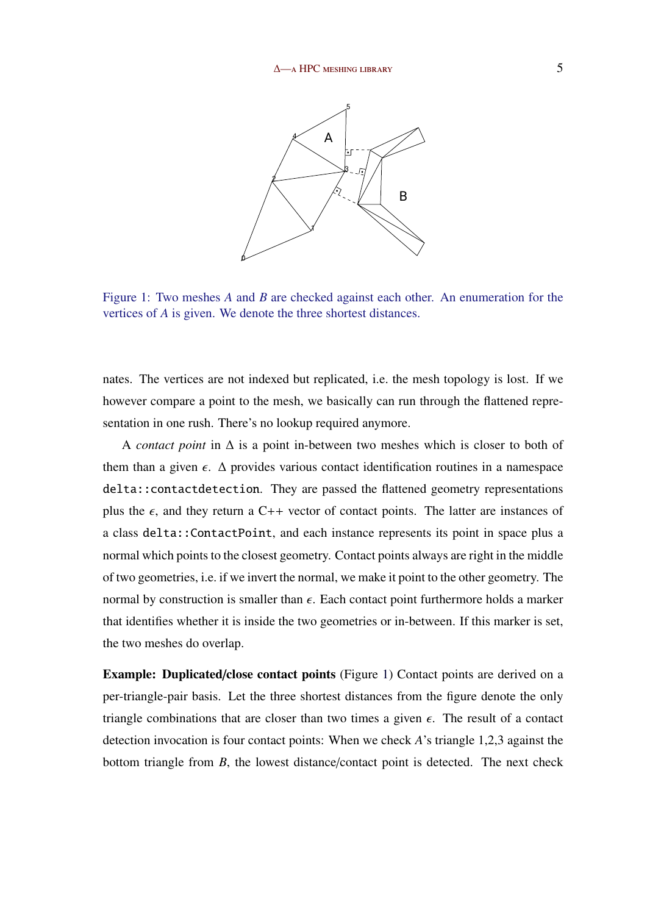Figure 1: Two meshes $A$ and $B$ are checked against each other. An enumeration for the vertices of $A$ is given. We denote the three shortest distances.

nates. The vertices are not indexed but replicated, i.e. the mesh topology is lost. If we however compare a point to the mesh, we basically can run through the flattened representation in one rush. There's no lookup required anymore.

A *contact point* in $\Delta$ is a point in-between two meshes which is closer to both of them than a given $\epsilon$. $\Delta$ provides various contact identification routines in a namespace `delta::contactdetection`. They are passed the flattened geometry representations plus the $\epsilon$, and they return a C++ vector of contact points. The latter are instances of a class `delta::ContactPoint`, and each instance represents its point in space plus a normal which points to the closest geometry. Contact points always are right in the middle of two geometries, i.e. if we invert the normal, we make it point to the other geometry. The normal by construction is smaller than $\epsilon$. Each contact point furthermore holds a marker that identifies whether it is inside the two geometries or in-between. If this marker is set, the two meshes do overlap.

**Example: Duplicated/close contact points** (Figure 1) Contact points are derived on a per-triangle-pair basis. Let the three shortest distances from the figure denote the only triangle combinations that are closer than two times a given $\epsilon$. The result of a contact detection invocation is four contact points: When we check $A$'s triangle 1,2,3 against the bottom triangle from $B$, the lowest distance/contact point is detected. The next check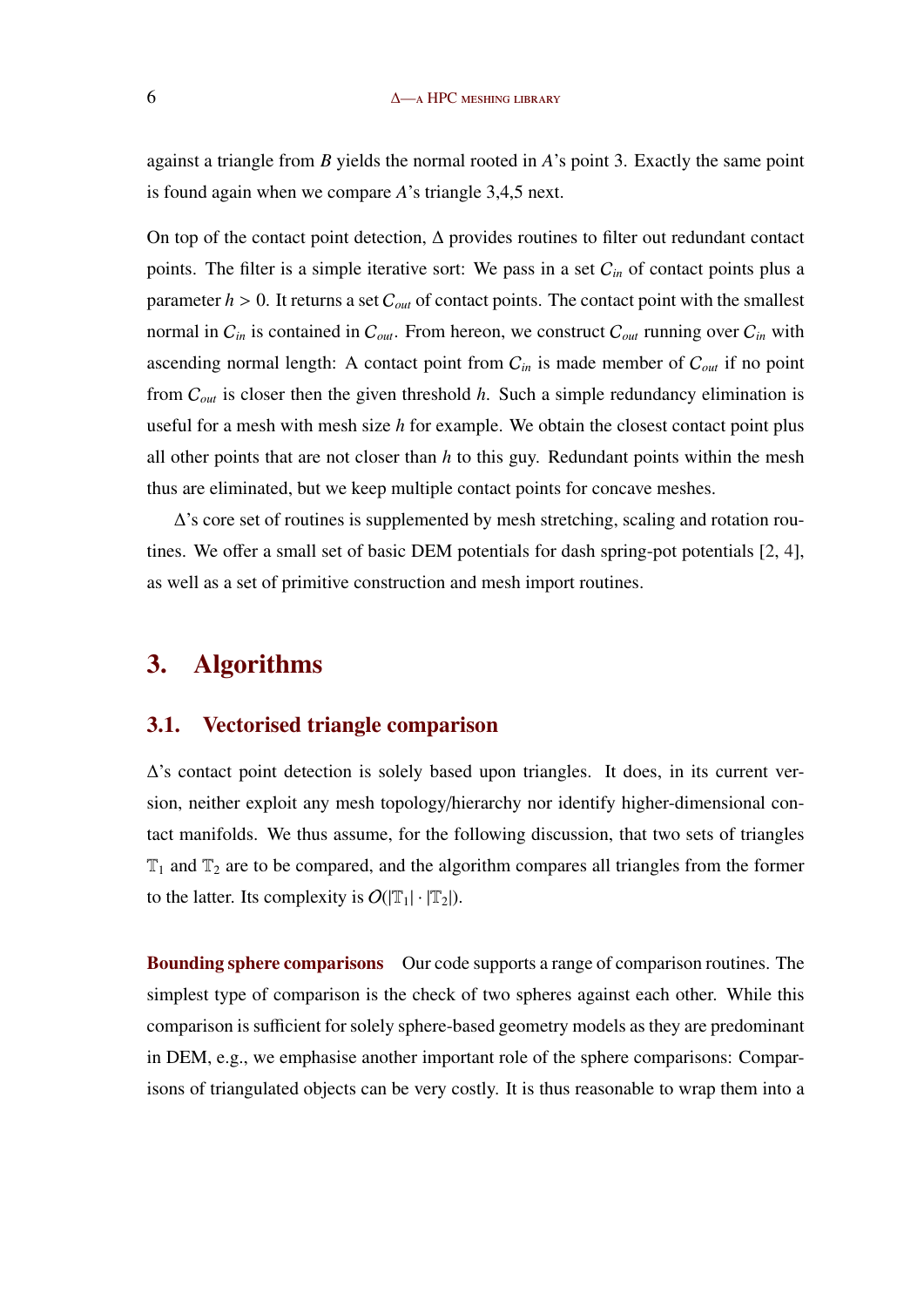against a triangle from $B$ yields the normal rooted in $A$'s point 3. Exactly the same point is found again when we compare $A$'s triangle 3,4,5 next.

On top of the contact point detection, $\Delta$ provides routines to filter out redundant contact points. The filter is a simple iterative sort: We pass in a set $C_{in}$ of contact points plus a parameter $h > 0$. It returns a set $C_{out}$ of contact points. The contact point with the smallest normal in $C_{in}$ is contained in $C_{out}$. From hereon, we construct $C_{out}$ running over $C_{in}$ with ascending normal length: A contact point from $C_{in}$ is made member of $C_{out}$ if no point from $C_{out}$ is closer then the given threshold $h$. Such a simple redundancy elimination is useful for a mesh with mesh size $h$ for example. We obtain the closest contact point plus all other points that are not closer than $h$ to this guy. Redundant points within the mesh thus are eliminated, but we keep multiple contact points for concave meshes.

$\Delta$'s core set of routines is supplemented by mesh stretching, scaling and rotation routines. We offer a small set of basic DEM potentials for dash spring-pot potentials [2, 4], as well as a set of primitive construction and mesh import routines.

# 3. Algorithms

## 3.1. Vectorised triangle comparison

$\Delta$'s contact point detection is solely based upon triangles. It does, in its current version, neither exploit any mesh topology/hierarchy nor identify higher-dimensional contact manifolds. We thus assume, for the following discussion, that two sets of triangles $\mathbb{T}_1$ and $\mathbb{T}_2$ are to be compared, and the algorithm compares all triangles from the former to the latter. Its complexity is $O(|\mathbb{T}_1| \cdot |\mathbb{T}_2|)$.

**Bounding sphere comparisons** Our code supports a range of comparison routines. The simplest type of comparison is the check of two spheres against each other. While this comparison is sufficient for solely sphere-based geometry models as they are predominant in DEM, e.g., we emphasise another important role of the sphere comparisons: Comparisons of triangulated objects can be very costly. It is thus reasonable to wrap them into a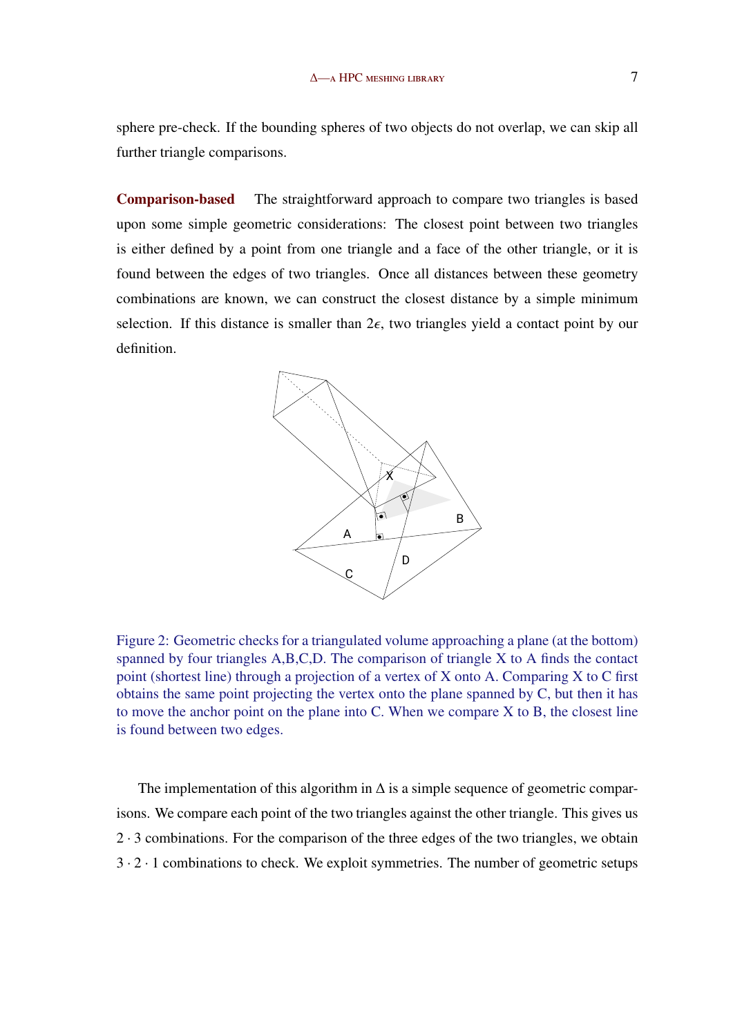sphere pre-check. If the bounding spheres of two objects do not overlap, we can skip all further triangle comparisons.

**Comparison-based** The straightforward approach to compare two triangles is based upon some simple geometric considerations: The closest point between two triangles is either defined by a point from one triangle and a face of the other triangle, or it is found between the edges of two triangles. Once all distances between these geometry combinations are known, we can construct the closest distance by a simple minimum selection. If this distance is smaller than $2\epsilon$, two triangles yield a contact point by our definition.

Figure 2: Geometric checks for a triangulated volume approaching a plane (at the bottom) spanned by four triangles A,B,C,D. The comparison of triangle X to A finds the contact point (shortest line) through a projection of a vertex of X onto A. Comparing X to C first obtains the same point projecting the vertex onto the plane spanned by C, but then it has to move the anchor point on the plane into C. When we compare X to B, the closest line is found between two edges.

The implementation of this algorithm in $\Delta$ is a simple sequence of geometric comparisons. We compare each point of the two triangles against the other triangle. This gives us $2 \cdot 3$ combinations. For the comparison of the three edges of the two triangles, we obtain $3 \cdot 2 \cdot 1$ combinations to check. We exploit symmetries. The number of geometric setups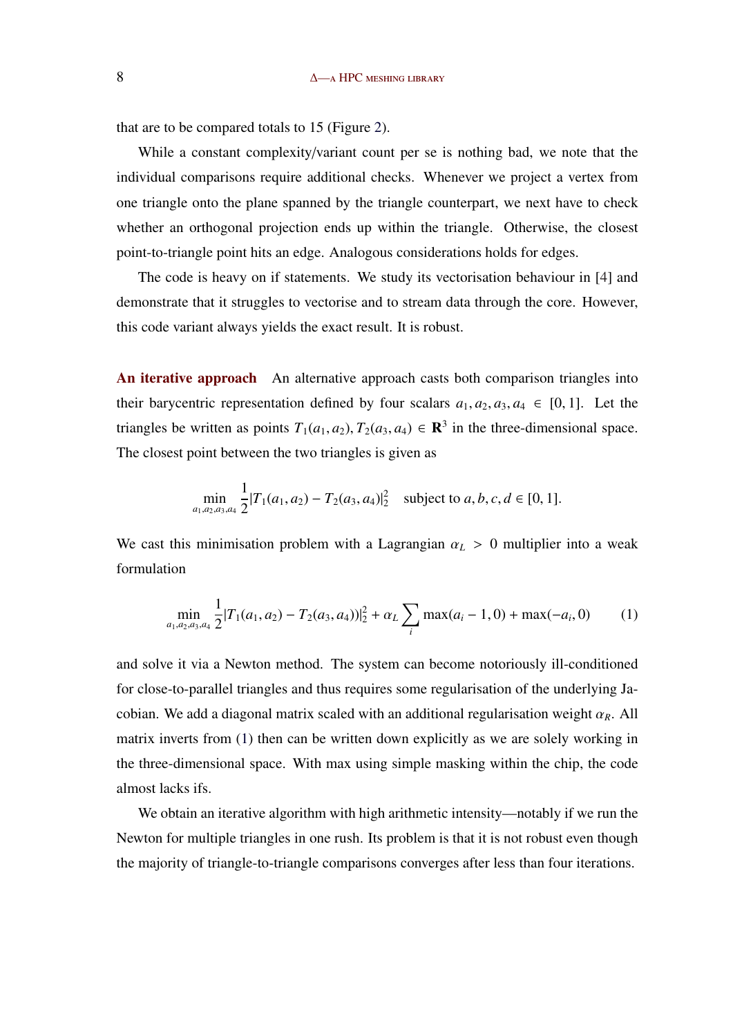that are to be compared totals to 15 (Figure 2).

While a constant complexity/variant count per se is nothing bad, we note that the individual comparisons require additional checks. Whenever we project a vertex from one triangle onto the plane spanned by the triangle counterpart, we next have to check whether an orthogonal projection ends up within the triangle. Otherwise, the closest point-to-triangle point hits an edge. Analogous considerations holds for edges.

The code is heavy on if statements. We study its vectorisation behaviour in [4] and demonstrate that it struggles to vectorise and to stream data through the core. However, this code variant always yields the exact result. It is robust.

**An iterative approach** An alternative approach casts both comparison triangles into their barycentric representation defined by four scalars $a_1, a_2, a_3, a_4 \in [0, 1]$. Let the triangles be written as points $T_1(a_1, a_2), T_2(a_3, a_4) \in \mathbf{R}^3$ in the three-dimensional space. The closest point between the two triangles is given as

$$\min_{a_1,a_2,a_3,a_4} \frac{1}{2}|T_1(a_1, a_2) - T_2(a_3, a_4)|_2^2 \quad \text{subject to } a, b, c, d \in [0, 1].$$

We cast this minimisation problem with a Lagrangian $\alpha_L > 0$ multiplier into a weak formulation

$$\min_{a_1,a_2,a_3,a_4} \frac{1}{2}|T_1(a_1, a_2) - T_2(a_3, a_4))|_2^2 + \alpha_L \sum_i \max(a_i - 1, 0) + \max(-a_i, 0) \qquad (1)$$

and solve it via a Newton method. The system can become notoriously ill-conditioned for close-to-parallel triangles and thus requires some regularisation of the underlying Jacobian. We add a diagonal matrix scaled with an additional regularisation weight $\alpha_R$. All matrix inverts from (1) then can be written down explicitly as we are solely working in the three-dimensional space. With max using simple masking within the chip, the code almost lacks ifs.

We obtain an iterative algorithm with high arithmetic intensity—notably if we run the Newton for multiple triangles in one rush. Its problem is that it is not robust even though the majority of triangle-to-triangle comparisons converges after less than four iterations.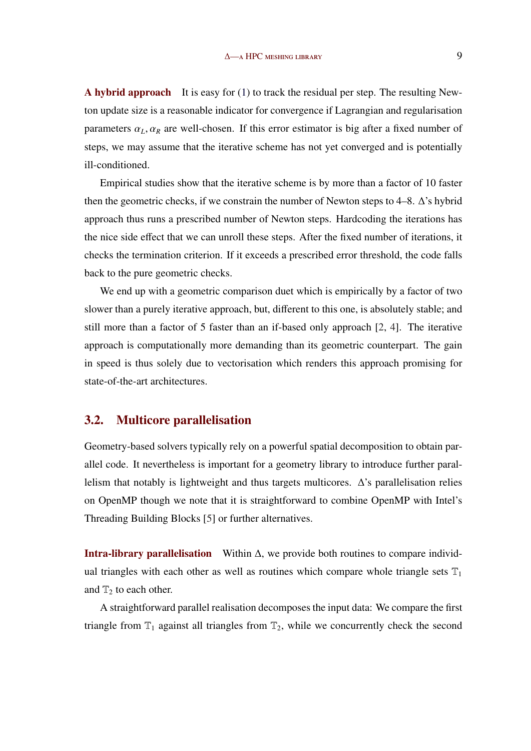**A hybrid approach** It is easy for (1) to track the residual per step. The resulting Newton update size is a reasonable indicator for convergence if Lagrangian and regularisation parameters $\alpha_L, \alpha_R$ are well-chosen. If this error estimator is big after a fixed number of steps, we may assume that the iterative scheme has not yet converged and is potentially ill-conditioned.

Empirical studies show that the iterative scheme is by more than a factor of 10 faster then the geometric checks, if we constrain the number of Newton steps to 4–8. Δ's hybrid approach thus runs a prescribed number of Newton steps. Hardcoding the iterations has the nice side effect that we can unroll these steps. After the fixed number of iterations, it checks the termination criterion. If it exceeds a prescribed error threshold, the code falls back to the pure geometric checks.

We end up with a geometric comparison duet which is empirically by a factor of two slower than a purely iterative approach, but, different to this one, is absolutely stable; and still more than a factor of 5 faster than an if-based only approach [2, 4]. The iterative approach is computationally more demanding than its geometric counterpart. The gain in speed is thus solely due to vectorisation which renders this approach promising for state-of-the-art architectures.

## 3.2. Multicore parallelisation

Geometry-based solvers typically rely on a powerful spatial decomposition to obtain parallel code. It nevertheless is important for a geometry library to introduce further parallelism that notably is lightweight and thus targets multicores. Δ's parallelisation relies on OpenMP though we note that it is straightforward to combine OpenMP with Intel's Threading Building Blocks [5] or further alternatives.

**Intra-library parallelisation** Within Δ, we provide both routines to compare individual triangles with each other as well as routines which compare whole triangle sets $\mathbb{T}_1$ and $\mathbb{T}_2$ to each other.

A straightforward parallel realisation decomposes the input data: We compare the first triangle from $\mathbb{T}_1$ against all triangles from $\mathbb{T}_2$, while we concurrently check the second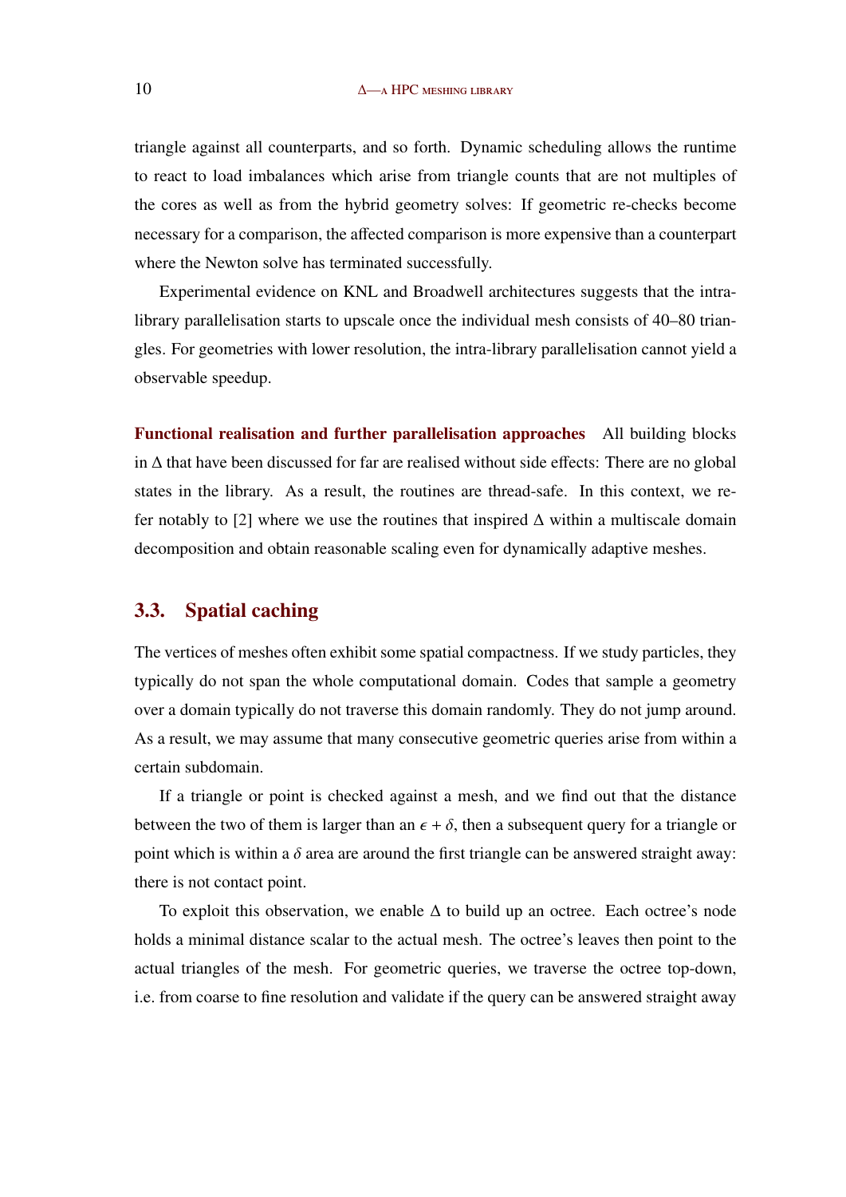triangle against all counterparts, and so forth. Dynamic scheduling allows the runtime to react to load imbalances which arise from triangle counts that are not multiples of the cores as well as from the hybrid geometry solves: If geometric re-checks become necessary for a comparison, the affected comparison is more expensive than a counterpart where the Newton solve has terminated successfully.

Experimental evidence on KNL and Broadwell architectures suggests that the intra-library parallelisation starts to upscale once the individual mesh consists of 40–80 triangles. For geometries with lower resolution, the intra-library parallelisation cannot yield a observable speedup.

**Functional realisation and further parallelisation approaches** All building blocks in $\Delta$ that have been discussed for far are realised without side effects: There are no global states in the library. As a result, the routines are thread-safe. In this context, we refer notably to [2] where we use the routines that inspired $\Delta$ within a multiscale domain decomposition and obtain reasonable scaling even for dynamically adaptive meshes.

## 3.3. Spatial caching

The vertices of meshes often exhibit some spatial compactness. If we study particles, they typically do not span the whole computational domain. Codes that sample a geometry over a domain typically do not traverse this domain randomly. They do not jump around. As a result, we may assume that many consecutive geometric queries arise from within a certain subdomain.

If a triangle or point is checked against a mesh, and we find out that the distance between the two of them is larger than an $\epsilon + \delta$, then a subsequent query for a triangle or point which is within a $\delta$ area are around the first triangle can be answered straight away: there is not contact point.

To exploit this observation, we enable $\Delta$ to build up an octree. Each octree's node holds a minimal distance scalar to the actual mesh. The octree's leaves then point to the actual triangles of the mesh. For geometric queries, we traverse the octree top-down, i.e. from coarse to fine resolution and validate if the query can be answered straight away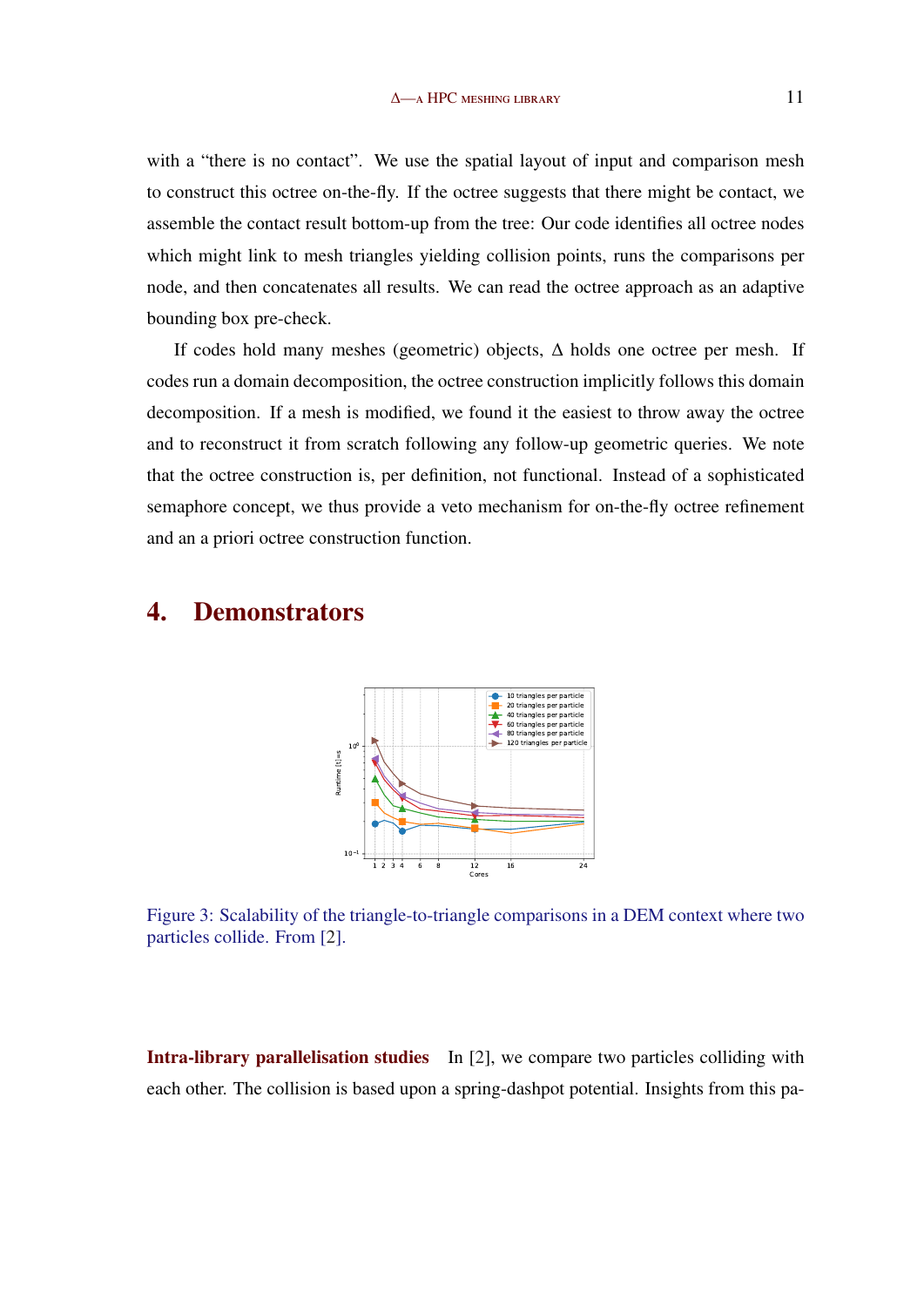with a “there is no contact”. We use the spatial layout of input and comparison mesh to construct this octree on-the-fly. If the octree suggests that there might be contact, we assemble the contact result bottom-up from the tree: Our code identifies all octree nodes which might link to mesh triangles yielding collision points, runs the comparisons per node, and then concatenates all results. We can read the octree approach as an adaptive bounding box pre-check.

If codes hold many meshes (geometric) objects, Δ holds one octree per mesh. If codes run a domain decomposition, the octree construction implicitly follows this domain decomposition. If a mesh is modified, we found it the easiest to throw away the octree and to reconstruct it from scratch following any follow-up geometric queries. We note that the octree construction is, per definition, not functional. Instead of a sophisticated semaphore concept, we thus provide a veto mechanism for on-the-fly octree refinement and an a priori octree construction function.

# 4. Demonstrators

Figure 3: Scalability of the triangle-to-triangle comparisons in a DEM context where two particles collide. From [2].

**Intra-library parallelisation studies** In [2], we compare two particles colliding with each other. The collision is based upon a spring-dashpot potential. Insights from this pa-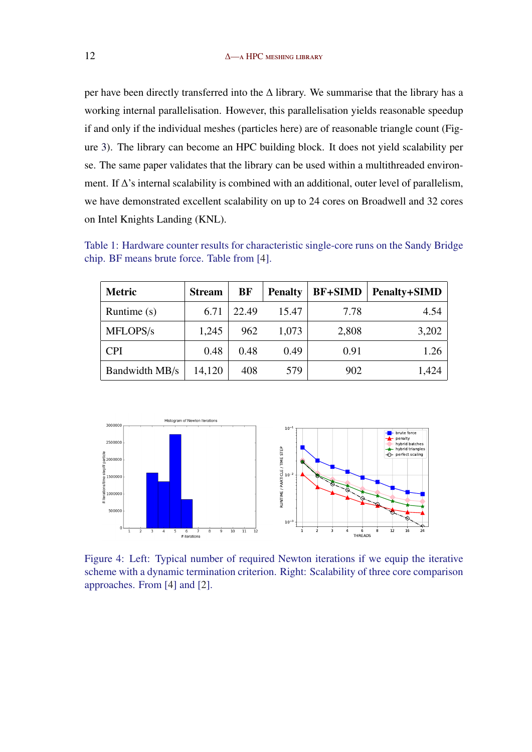per have been directly transferred into the Δ library. We summarise that the library has a working internal parallelisation. However, this parallelisation yields reasonable speedup if and only if the individual meshes (particles here) are of reasonable triangle count (Figure 3). The library can become an HPC building block. It does not yield scalability per se. The same paper validates that the library can be used within a multithreaded environment. If Δ's internal scalability is combined with an additional, outer level of parallelism, we have demonstrated excellent scalability on up to 24 cores on Broadwell and 32 cores on Intel Knights Landing (KNL).

Table 1: Hardware counter results for characteristic single-core runs on the Sandy Bridge chip. BF means brute force. Table from [4].

| Metric | Stream | BF | Penalty | BF+SIMD | Penalty+SIMD |
|---|---|---|---|---|---|
| Runtime (s) | 6.71 | 22.49 | 15.47 | 7.78 | 4.54 |
| MFLOPS/s | 1,245 | 962 | 1,073 | 2,808 | 3,202 |
| CPI | 0.48 | 0.48 | 0.49 | 0.91 | 1.26 |
| Bandwidth MB/s | 14,120 | 408 | 579 | 902 | 1,424 |

Figure 4: Left: Typical number of required Newton iterations if we equip the iterative scheme with a dynamic termination criterion. Right: Scalability of three core comparison approaches. From [4] and [2].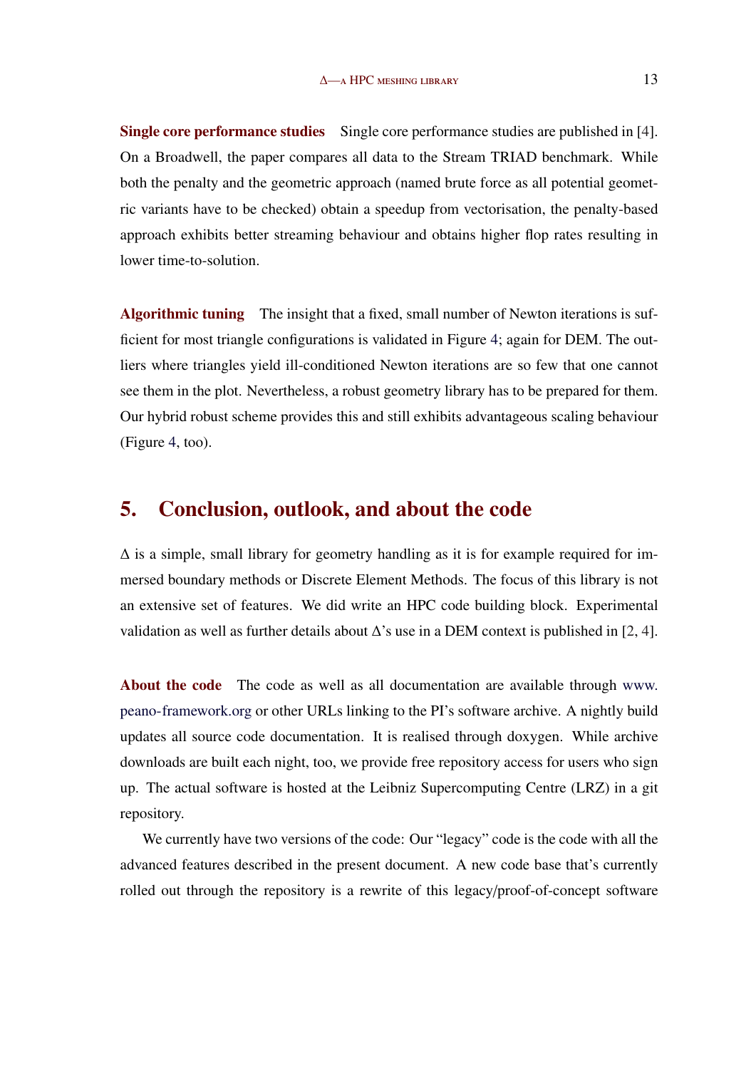**Single core performance studies** Single core performance studies are published in [4]. On a Broadwell, the paper compares all data to the Stream TRIAD benchmark. While both the penalty and the geometric approach (named brute force as all potential geometric variants have to be checked) obtain a speedup from vectorisation, the penalty-based approach exhibits better streaming behaviour and obtains higher flop rates resulting in lower time-to-solution.

**Algorithmic tuning** The insight that a fixed, small number of Newton iterations is sufficient for most triangle configurations is validated in Figure 4; again for DEM. The outliers where triangles yield ill-conditioned Newton iterations are so few that one cannot see them in the plot. Nevertheless, a robust geometry library has to be prepared for them. Our hybrid robust scheme provides this and still exhibits advantageous scaling behaviour (Figure 4, too).

## 5. Conclusion, outlook, and about the code

$\Delta$ is a simple, small library for geometry handling as it is for example required for immersed boundary methods or Discrete Element Methods. The focus of this library is not an extensive set of features. We did write an HPC code building block. Experimental validation as well as further details about $\Delta$'s use in a DEM context is published in [2, 4].

**About the code** The code as well as all documentation are available through www.peano-framework.org or other URLs linking to the PI's software archive. A nightly build updates all source code documentation. It is realised through doxygen. While archive downloads are built each night, too, we provide free repository access for users who sign up. The actual software is hosted at the Leibniz Supercomputing Centre (LRZ) in a git repository.

We currently have two versions of the code: Our "legacy" code is the code with all the advanced features described in the present document. A new code base that's currently rolled out through the repository is a rewrite of this legacy/proof-of-concept software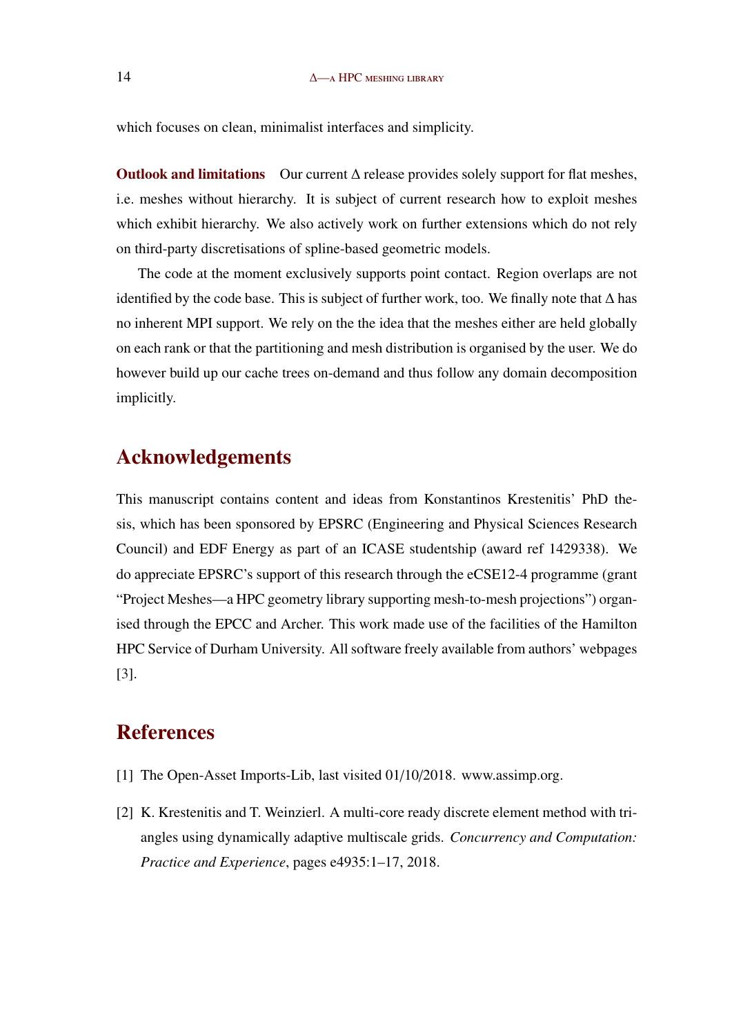which focuses on clean, minimalist interfaces and simplicity.

**Outlook and limitations** Our current Δ release provides solely support for flat meshes, i.e. meshes without hierarchy. It is subject of current research how to exploit meshes which exhibit hierarchy. We also actively work on further extensions which do not rely on third-party discretisations of spline-based geometric models.

The code at the moment exclusively supports point contact. Region overlaps are not identified by the code base. This is subject of further work, too. We finally note that Δ has no inherent MPI support. We rely on the the idea that the meshes either are held globally on each rank or that the partitioning and mesh distribution is organised by the user. We do however build up our cache trees on-demand and thus follow any domain decomposition implicitly.

## Acknowledgements

This manuscript contains content and ideas from Konstantinos Krestenitis' PhD thesis, which has been sponsored by EPSRC (Engineering and Physical Sciences Research Council) and EDF Energy as part of an ICASE studentship (award ref 1429338). We do appreciate EPSRC's support of this research through the eCSE12-4 programme (grant "Project Meshes—a HPC geometry library supporting mesh-to-mesh projections") organised through the EPCC and Archer. This work made use of the facilities of the Hamilton HPC Service of Durham University. All software freely available from authors' webpages [3].

## References

[1] The Open-Asset Imports-Lib, last visited 01/10/2018. www.assimp.org.

[2] K. Krestenitis and T. Weinzierl. A multi-core ready discrete element method with triangles using dynamically adaptive multiscale grids. *Concurrency and Computation: Practice and Experience*, pages e4935:1–17, 2018.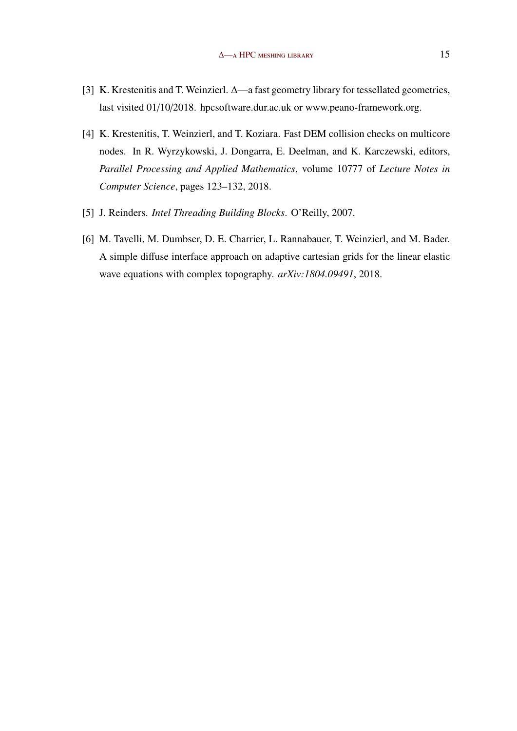[3] K. Krestenitis and T. Weinzierl. Δ—a fast geometry library for tessellated geometries, last visited 01/10/2018. hpcsoftware.dur.ac.uk or www.peano-framework.org.

[4] K. Krestenitis, T. Weinzierl, and T. Koziara. Fast DEM collision checks on multicore nodes. In R. Wyrzykowski, J. Dongarra, E. Deelman, and K. Karczewski, editors, *Parallel Processing and Applied Mathematics*, volume 10777 of *Lecture Notes in Computer Science*, pages 123–132, 2018.

[5] J. Reinders. *Intel Threading Building Blocks*. O'Reilly, 2007.

[6] M. Tavelli, M. Dumbser, D. E. Charrier, L. Rannabauer, T. Weinzierl, and M. Bader. A simple diffuse interface approach on adaptive cartesian grids for the linear elastic wave equations with complex topography. *arXiv:1804.09491*, 2018.